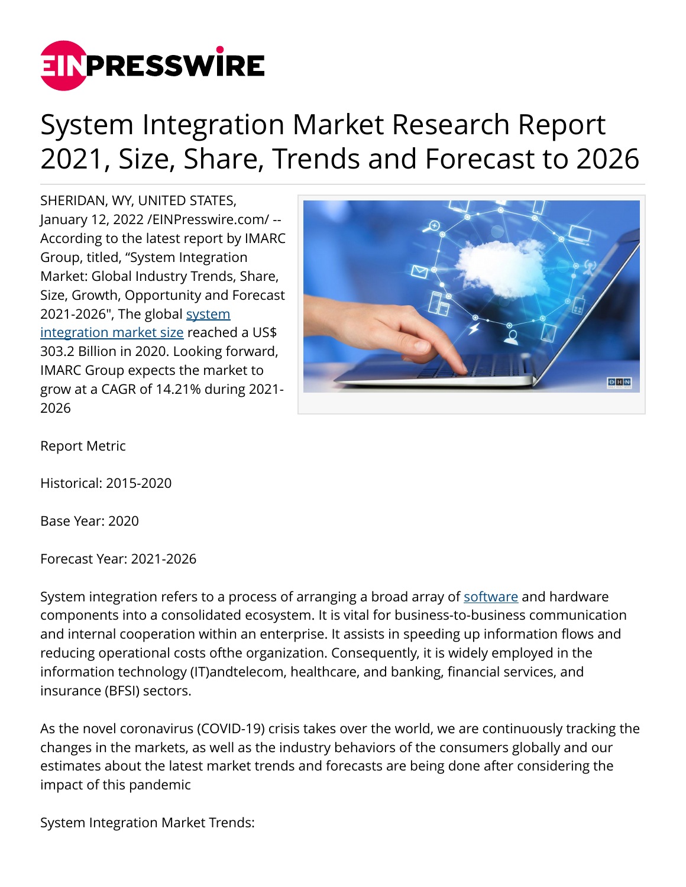# System Integration Market Research Report 2021, Size, Share, Trends and Forecast to 2026

SHERIDAN, WY, UNITED STATES, January 12, 2022 /EINPresswire.com/ -- According to the latest report by IMARC Group, titled, "System Integration Market: Global Industry Trends, Share, Size, Growth, Opportunity and Forecast 2021-2026", The global [system integration market size](#) reached a US$ 303.2 Billion in 2020. Looking forward, IMARC Group expects the market to grow at a CAGR of 14.21% during 2021-2026

Report Metric

Historical: 2015-2020

Base Year: 2020

Forecast Year: 2021-2026

System integration refers to a process of arranging a broad array of [software](#) and hardware components into a consolidated ecosystem. It is vital for business-to-business communication and internal cooperation within an enterprise. It assists in speeding up information flows and reducing operational costs ofthe organization. Consequently, it is widely employed in the information technology (IT)andtelecom, healthcare, and banking, financial services, and insurance (BFSI) sectors.

As the novel coronavirus (COVID-19) crisis takes over the world, we are continuously tracking the changes in the markets, as well as the industry behaviors of the consumers globally and our estimates about the latest market trends and forecasts are being done after considering the impact of this pandemic

System Integration Market Trends: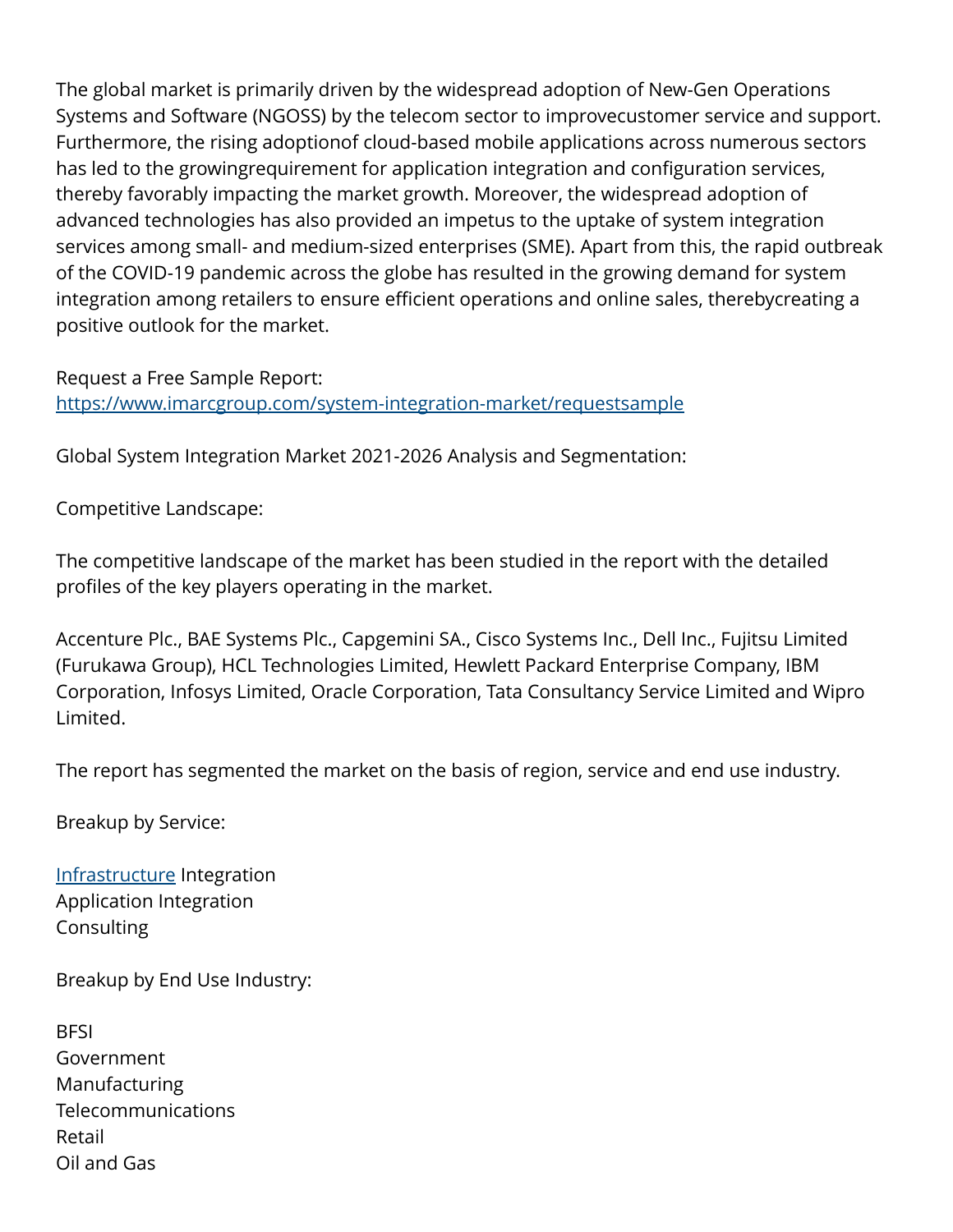The global market is primarily driven by the widespread adoption of New-Gen Operations Systems and Software (NGOSS) by the telecom sector to improvecustomer service and support. Furthermore, the rising adoptionof cloud-based mobile applications across numerous sectors has led to the growingrequirement for application integration and configuration services, thereby favorably impacting the market growth. Moreover, the widespread adoption of advanced technologies has also provided an impetus to the uptake of system integration services among small- and medium-sized enterprises (SME). Apart from this, the rapid outbreak of the COVID-19 pandemic across the globe has resulted in the growing demand for system integration among retailers to ensure efficient operations and online sales, therebycreating a positive outlook for the market.

Request a Free Sample Report:
[https://www.imarcgroup.com/system-integration-market/requestsample](https://www.imarcgroup.com/system-integration-market/requestsample)

Global System Integration Market 2021-2026 Analysis and Segmentation:

Competitive Landscape:

The competitive landscape of the market has been studied in the report with the detailed profiles of the key players operating in the market.

Accenture Plc., BAE Systems Plc., Capgemini SA., Cisco Systems Inc., Dell Inc., Fujitsu Limited (Furukawa Group), HCL Technologies Limited, Hewlett Packard Enterprise Company, IBM Corporation, Infosys Limited, Oracle Corporation, Tata Consultancy Service Limited and Wipro Limited.

The report has segmented the market on the basis of region, service and end use industry.

Breakup by Service:

Infrastructure Integration
Application Integration
Consulting

Breakup by End Use Industry:

BFSI
Government
Manufacturing
Telecommunications
Retail
Oil and Gas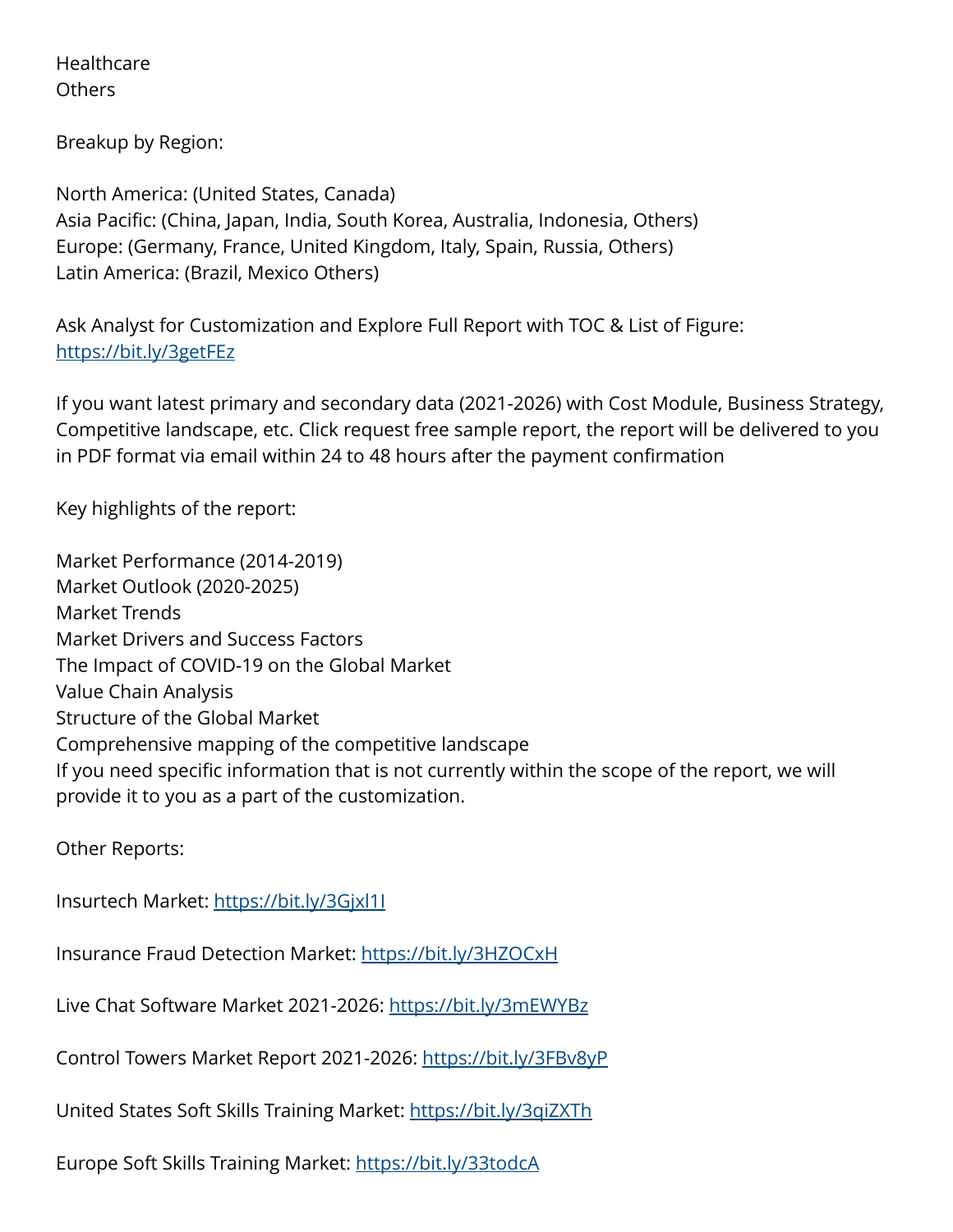Healthcare
Others

Breakup by Region:

North America: (United States, Canada)
Asia Pacific: (China, Japan, India, South Korea, Australia, Indonesia, Others)
Europe: (Germany, France, United Kingdom, Italy, Spain, Russia, Others)
Latin America: (Brazil, Mexico Others)

Ask Analyst for Customization and Explore Full Report with TOC & List of Figure: [https://bit.ly/3getFEz](https://bit.ly/3getFEz)

If you want latest primary and secondary data (2021-2026) with Cost Module, Business Strategy, Competitive landscape, etc. Click request free sample report, the report will be delivered to you in PDF format via email within 24 to 48 hours after the payment confirmation

Key highlights of the report:

Market Performance (2014-2019)
Market Outlook (2020-2025)
Market Trends
Market Drivers and Success Factors
The Impact of COVID-19 on the Global Market
Value Chain Analysis
Structure of the Global Market
Comprehensive mapping of the competitive landscape
If you need specific information that is not currently within the scope of the report, we will provide it to you as a part of the customization.

Other Reports:

Insurtech Market: [https://bit.ly/3Gjxl1I](https://bit.ly/3Gjxl1I)

Insurance Fraud Detection Market: [https://bit.ly/3HZOCxH](https://bit.ly/3HZOCxH)

Live Chat Software Market 2021-2026: [https://bit.ly/3mEWYBz](https://bit.ly/3mEWYBz)

Control Towers Market Report 2021-2026: [https://bit.ly/3FBv8yP](https://bit.ly/3FBv8yP)

United States Soft Skills Training Market: [https://bit.ly/3qiZXTh](https://bit.ly/3qiZXTh)

Europe Soft Skills Training Market: [https://bit.ly/33todcA](https://bit.ly/33todcA)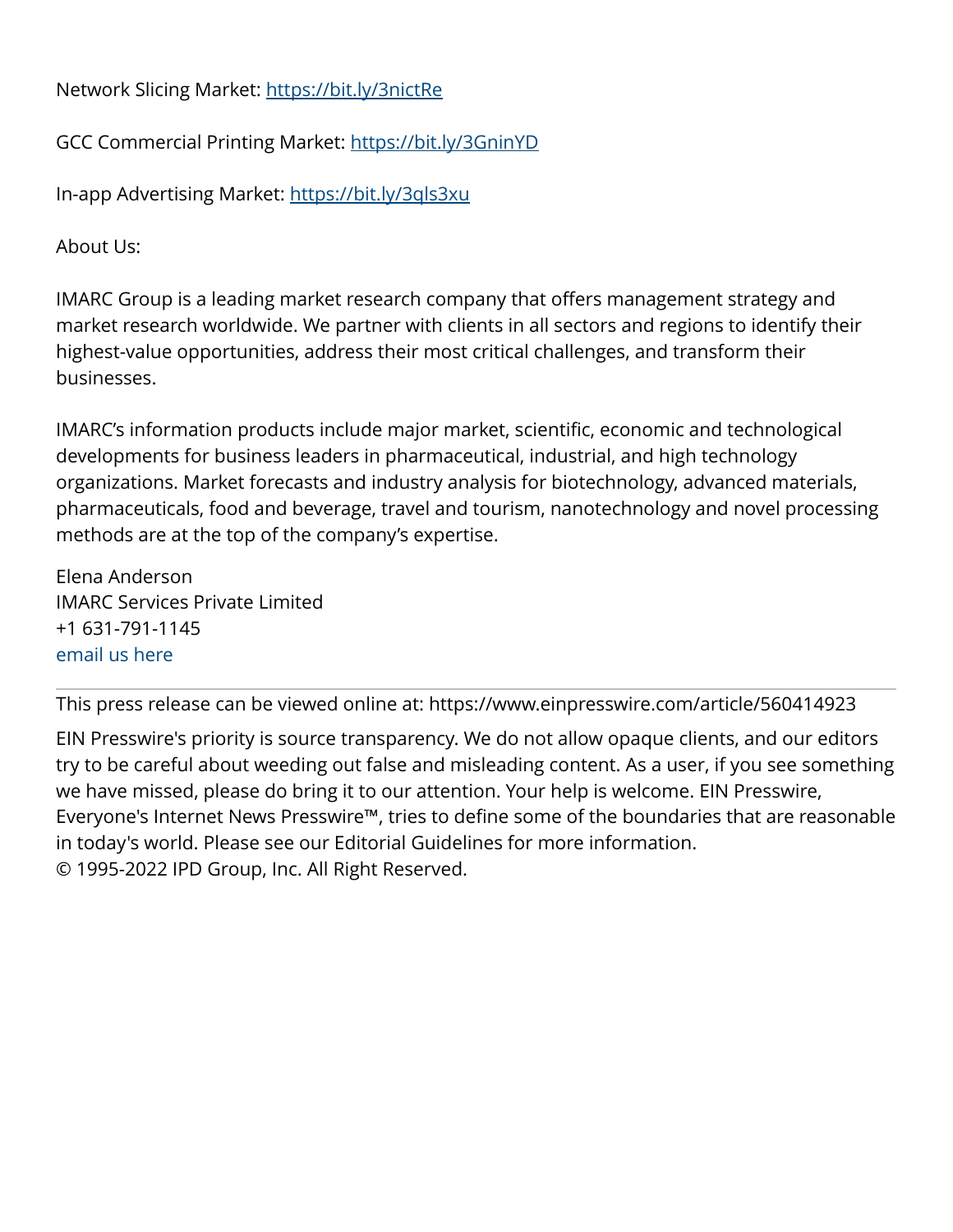Network Slicing Market: https://bit.ly/3nictRe

GCC Commercial Printing Market: https://bit.ly/3GninYD

In-app Advertising Market: https://bit.ly/3qls3xu

About Us:

IMARC Group is a leading market research company that offers management strategy and market research worldwide. We partner with clients in all sectors and regions to identify their highest-value opportunities, address their most critical challenges, and transform their businesses.

IMARC's information products include major market, scientific, economic and technological developments for business leaders in pharmaceutical, industrial, and high technology organizations. Market forecasts and industry analysis for biotechnology, advanced materials, pharmaceuticals, food and beverage, travel and tourism, nanotechnology and novel processing methods are at the top of the company's expertise.

Elena Anderson
IMARC Services Private Limited
+1 631-791-1145
email us here

---

This press release can be viewed online at: https://www.einpresswire.com/article/560414923

EIN Presswire's priority is source transparency. We do not allow opaque clients, and our editors try to be careful about weeding out false and misleading content. As a user, if you see something we have missed, please do bring it to our attention. Your help is welcome. EIN Presswire, Everyone's Internet News Presswire™, tries to define some of the boundaries that are reasonable in today's world. Please see our Editorial Guidelines for more information.
© 1995-2022 IPD Group, Inc. All Right Reserved.